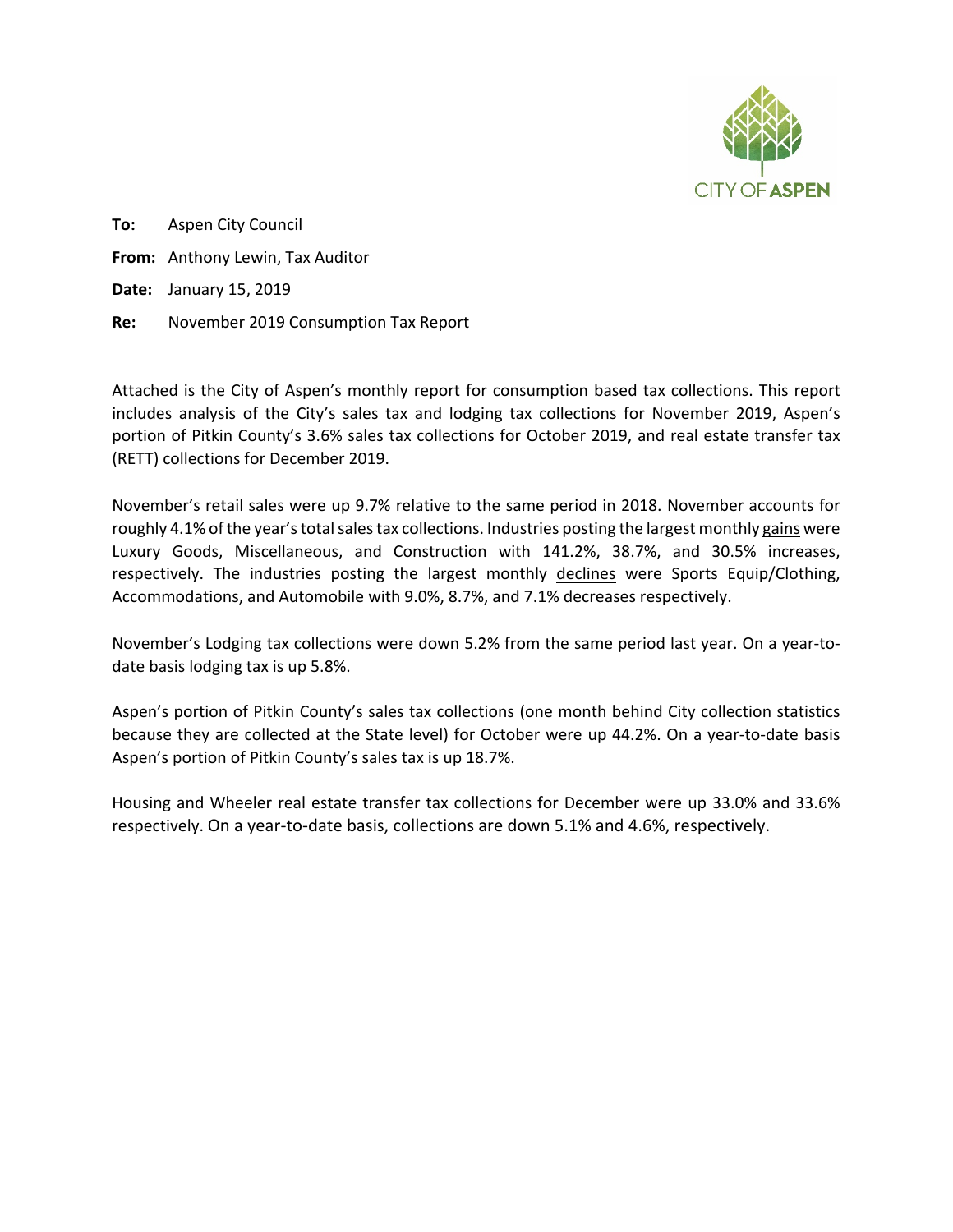CITY OF ASPEN

**To:** Aspen City Council

**From:** Anthony Lewin, Tax Auditor

**Date:** January 15, 2019

**Re:** November 2019 Consumption Tax Report

Attached is the City of Aspen's monthly report for consumption based tax collections. This report includes analysis of the City's sales tax and lodging tax collections for November 2019, Aspen's portion of Pitkin County's 3.6% sales tax collections for October 2019, and real estate transfer tax (RETT) collections for December 2019.

November's retail sales were up 9.7% relative to the same period in 2018. November accounts for roughly 4.1% of the year's total sales tax collections. Industries posting the largest monthly gains were Luxury Goods, Miscellaneous, and Construction with 141.2%, 38.7%, and 30.5% increases, respectively. The industries posting the largest monthly declines were Sports Equip/Clothing, Accommodations, and Automobile with 9.0%, 8.7%, and 7.1% decreases respectively.

November's Lodging tax collections were down 5.2% from the same period last year. On a year-to-date basis lodging tax is up 5.8%.

Aspen's portion of Pitkin County's sales tax collections (one month behind City collection statistics because they are collected at the State level) for October were up 44.2%. On a year-to-date basis Aspen's portion of Pitkin County's sales tax is up 18.7%.

Housing and Wheeler real estate transfer tax collections for December were up 33.0% and 33.6% respectively. On a year-to-date basis, collections are down 5.1% and 4.6%, respectively.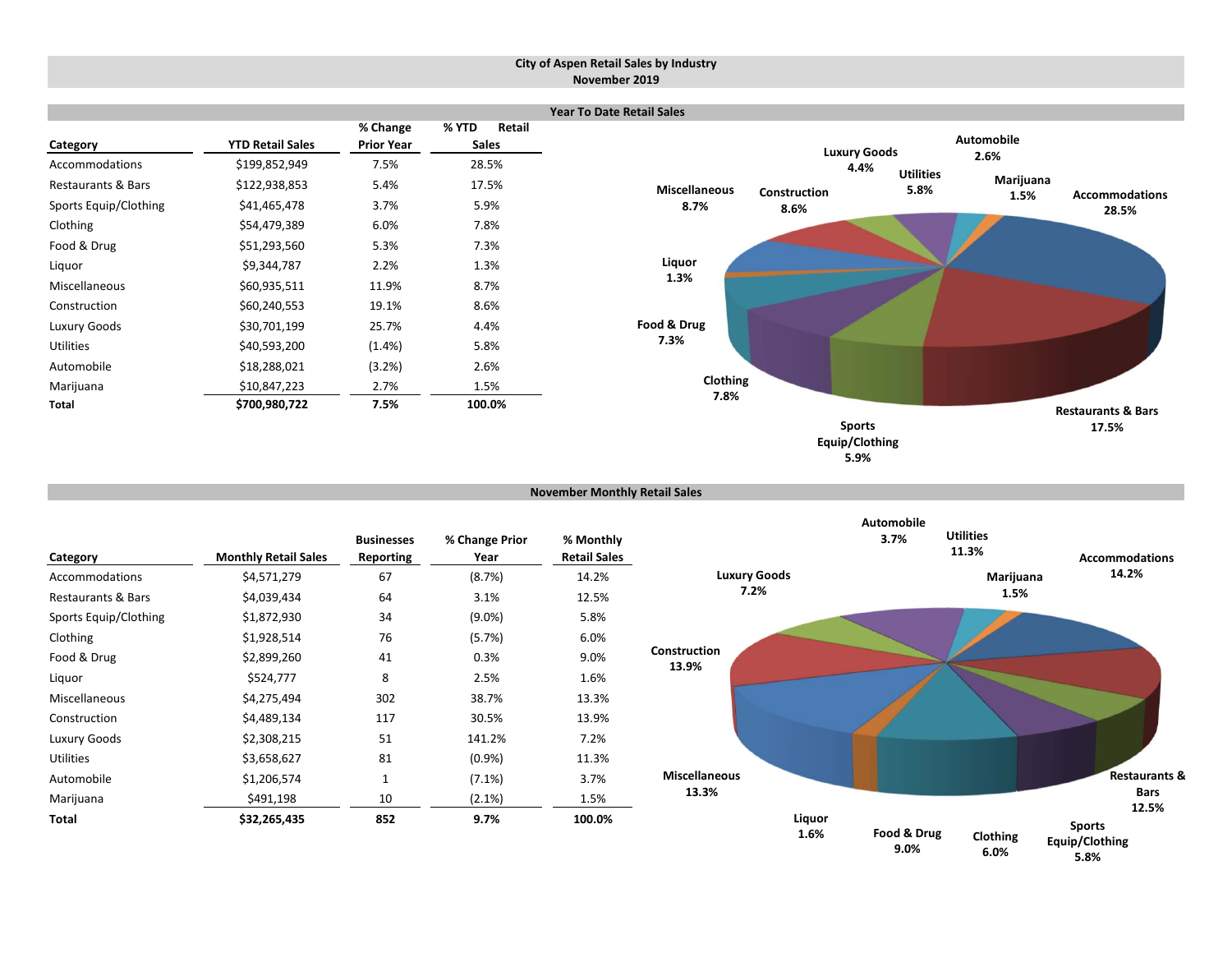# City of Aspen Retail Sales by Industry
## November 2019

### Year To Date Retail Sales

| Category | YTD Retail Sales | % Change Prior Year | % YTD Retail Sales |
|---|---|---|---|
| Accommodations | $199,852,949 | 7.5% | 28.5% |
| Restaurants & Bars | $122,938,853 | 5.4% | 17.5% |
| Sports Equip/Clothing | $41,465,478 | 3.7% | 5.9% |
| Clothing | $54,479,389 | 6.0% | 7.8% |
| Food & Drug | $51,293,560 | 5.3% | 7.3% |
| Liquor | $9,344,787 | 2.2% | 1.3% |
| Miscellaneous | $60,935,511 | 11.9% | 8.7% |
| Construction | $60,240,553 | 19.1% | 8.6% |
| Luxury Goods | $30,701,199 | 25.7% | 4.4% |
| Utilities | $40,593,200 | (1.4%) | 5.8% |
| Automobile | $18,288,021 | (3.2%) | 2.6% |
| Marijuana | $10,847,223 | 2.7% | 1.5% |
| **Total** | **$700,980,722** | **7.5%** | **100.0%** |

### November Monthly Retail Sales

| Category | Monthly Retail Sales | Businesses Reporting | % Change Prior Year | % Monthly Retail Sales |
|---|---|---|---|---|
| Accommodations | $4,571,279 | 67 | (8.7%) | 14.2% |
| Restaurants & Bars | $4,039,434 | 64 | 3.1% | 12.5% |
| Sports Equip/Clothing | $1,872,930 | 34 | (9.0%) | 5.8% |
| Clothing | $1,928,514 | 76 | (5.7%) | 6.0% |
| Food & Drug | $2,899,260 | 41 | 0.3% | 9.0% |
| Liquor | $524,777 | 8 | 2.5% | 1.6% |
| Miscellaneous | $4,275,494 | 302 | 38.7% | 13.3% |
| Construction | $4,489,134 | 117 | 30.5% | 13.9% |
| Luxury Goods | $2,308,215 | 51 | 141.2% | 7.2% |
| Utilities | $3,658,627 | 81 | (0.9%) | 11.3% |
| Automobile | $1,206,574 | 1 | (7.1%) | 3.7% |
| Marijuana | $491,198 | 10 | (2.1%) | 1.5% |
| **Total** | **$32,265,435** | **852** | **9.7%** | **100.0%** |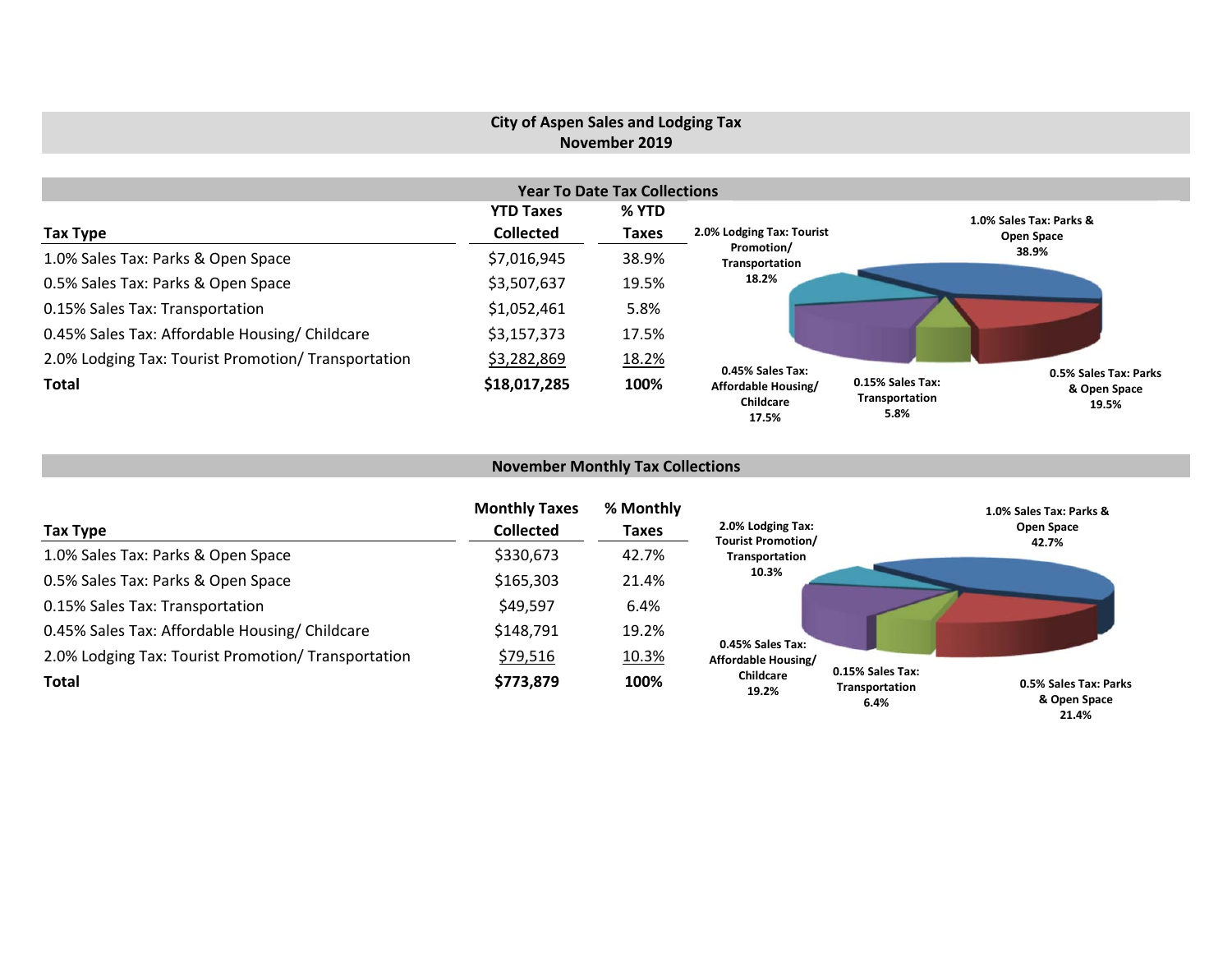# City of Aspen Sales and Lodging Tax
## November 2019

### Year To Date Tax Collections

| Tax Type | YTD Taxes Collected | % YTD Taxes |
|---|---|---|
| 1.0% Sales Tax: Parks & Open Space | $7,016,945 | 38.9% |
| 0.5% Sales Tax: Parks & Open Space | $3,507,637 | 19.5% |
| 0.15% Sales Tax: Transportation | $1,052,461 | 5.8% |
| 0.45% Sales Tax: Affordable Housing/ Childcare | $3,157,373 | 17.5% |
| 2.0% Lodging Tax: Tourist Promotion/ Transportation | $3,282,869 | 18.2% |
| **Total** | **$18,017,285** | **100%** |

2.0% Lodging Tax: Tourist Promotion/ Transportation 18.2%
1.0% Sales Tax: Parks & Open Space 38.9%
0.45% Sales Tax: Affordable Housing/ Childcare 17.5%
0.15% Sales Tax: Transportation 5.8%
0.5% Sales Tax: Parks & Open Space 19.5%

### November Monthly Tax Collections

| Tax Type | Monthly Taxes Collected | % Monthly Taxes |
|---|---|---|
| 1.0% Sales Tax: Parks & Open Space | $330,673 | 42.7% |
| 0.5% Sales Tax: Parks & Open Space | $165,303 | 21.4% |
| 0.15% Sales Tax: Transportation | $49,597 | 6.4% |
| 0.45% Sales Tax: Affordable Housing/ Childcare | $148,791 | 19.2% |
| 2.0% Lodging Tax: Tourist Promotion/ Transportation | $79,516 | 10.3% |
| **Total** | **$773,879** | **100%** |

2.0% Lodging Tax: Tourist Promotion/ Transportation 10.3%
1.0% Sales Tax: Parks & Open Space 42.7%
0.45% Sales Tax: Affordable Housing/ Childcare 19.2%
0.15% Sales Tax: Transportation 6.4%
0.5% Sales Tax: Parks & Open Space 21.4%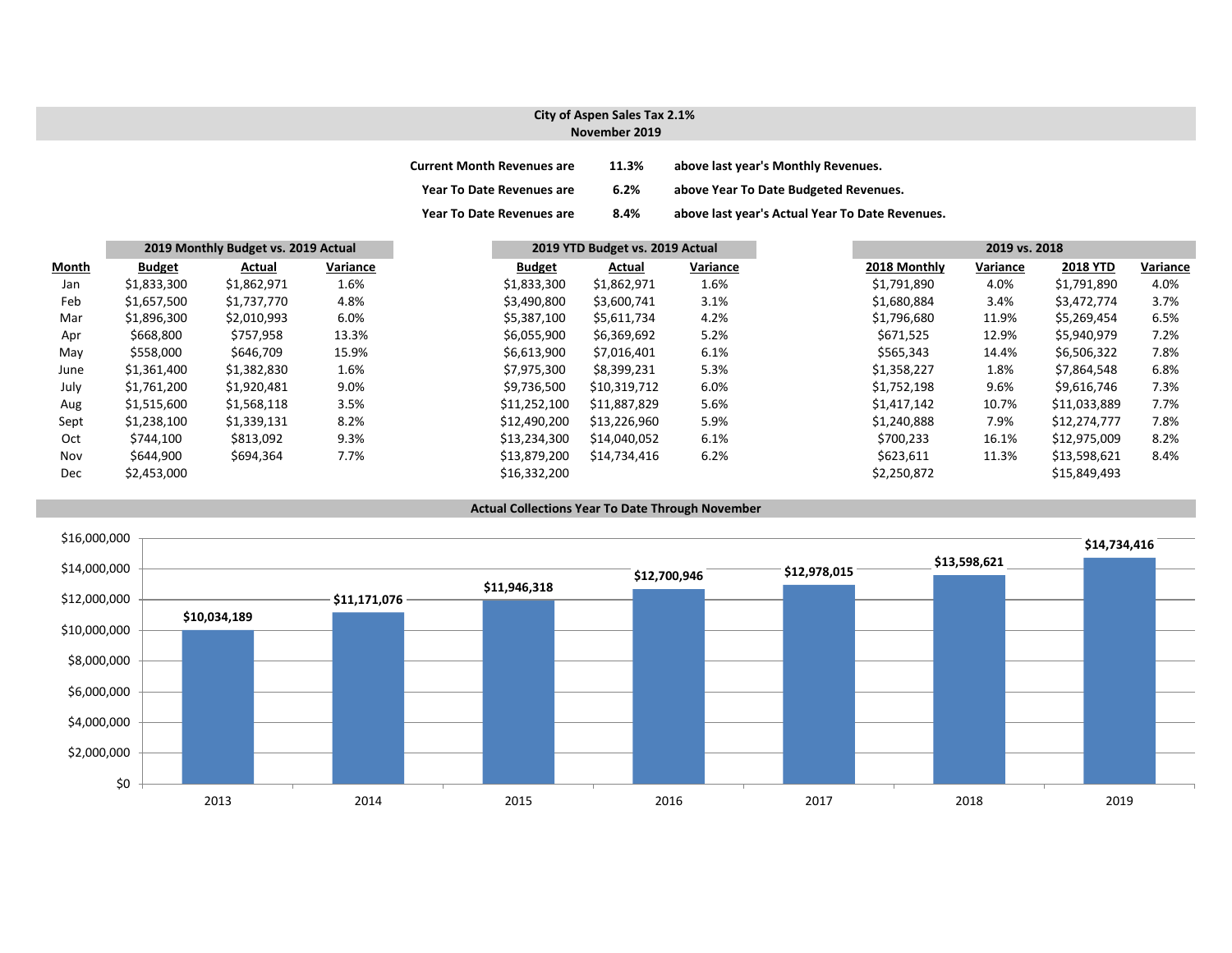## City of Aspen Sales Tax 2.1%
## November 2019

| | | |
|---|---|---|
| **Current Month Revenues are** | **11.3%** | **above last year's Monthly Revenues.** |
| **Year To Date Revenues are** | **6.2%** | **above Year To Date Budgeted Revenues.** |
| **Year To Date Revenues are** | **8.4%** | **above last year's Actual Year To Date Revenues.** |

| | 2019 Monthly Budget vs. 2019 Actual | | | 2019 YTD Budget vs. 2019 Actual | | | 2019 vs. 2018 | | | |
|---|---|---|---|---|---|---|---|---|---|---|
| **Month** | **Budget** | **Actual** | **Variance** | **Budget** | **Actual** | **Variance** | **2018 Monthly** | **Variance** | **2018 YTD** | **Variance** |
| Jan | $1,833,300 | $1,862,971 | 1.6% | $1,833,300 | $1,862,971 | 1.6% | $1,791,890 | 4.0% | $1,791,890 | 4.0% |
| Feb | $1,657,500 | $1,737,770 | 4.8% | $3,490,800 | $3,600,741 | 3.1% | $1,680,884 | 3.4% | $3,472,774 | 3.7% |
| Mar | $1,896,300 | $2,010,993 | 6.0% | $5,387,100 | $5,611,734 | 4.2% | $1,796,680 | 11.9% | $5,269,454 | 6.5% |
| Apr | $668,800 | $757,958 | 13.3% | $6,055,900 | $6,369,692 | 5.2% | $671,525 | 12.9% | $5,940,979 | 7.2% |
| May | $558,000 | $646,709 | 15.9% | $6,613,900 | $7,016,401 | 6.1% | $565,343 | 14.4% | $6,506,322 | 7.8% |
| June | $1,361,400 | $1,382,830 | 1.6% | $7,975,300 | $8,399,231 | 5.3% | $1,358,227 | 1.8% | $7,864,548 | 6.8% |
| July | $1,761,200 | $1,920,481 | 9.0% | $9,736,500 | $10,319,712 | 6.0% | $1,752,198 | 9.6% | $9,616,746 | 7.3% |
| Aug | $1,515,600 | $1,568,118 | 3.5% | $11,252,100 | $11,887,829 | 5.6% | $1,417,142 | 10.7% | $11,033,889 | 7.7% |
| Sept | $1,238,100 | $1,339,131 | 8.2% | $12,490,200 | $13,226,960 | 5.9% | $1,240,888 | 7.9% | $12,274,777 | 7.8% |
| Oct | $744,100 | $813,092 | 9.3% | $13,234,300 | $14,040,052 | 6.1% | $700,233 | 16.1% | $12,975,009 | 8.2% |
| Nov | $644,900 | $694,364 | 7.7% | $13,879,200 | $14,734,416 | 6.2% | $623,611 | 11.3% | $13,598,621 | 8.4% |
| Dec | $2,453,000 | | | $16,332,200 | | | $2,250,872 | | $15,849,493 | |

**Actual Collections Year To Date Through November**

| Year | Actual Collections YTD |
|---|---|
| 2013 | $10,034,189 |
| 2014 | $11,171,076 |
| 2015 | $11,946,318 |
| 2016 | $12,700,946 |
| 2017 | $12,978,015 |
| 2018 | $13,598,621 |
| 2019 | $14,734,416 |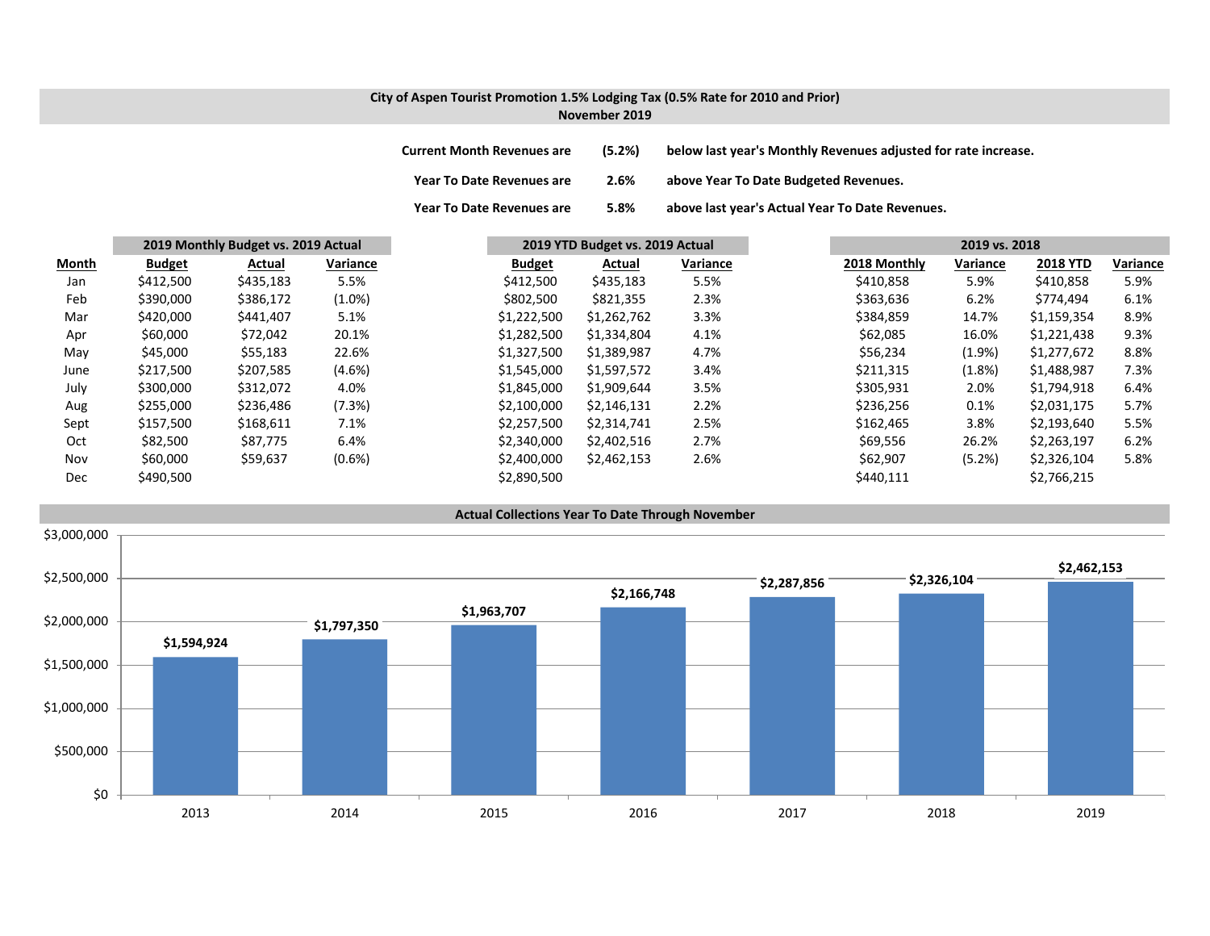## City of Aspen Tourist Promotion 1.5% Lodging Tax (0.5% Rate for 2010 and Prior)
### November 2019

| | | |
|---|---|---|
| **Current Month Revenues are** | **(5.2%)** | **below last year's Monthly Revenues adjusted for rate increase.** |
| **Year To Date Revenues are** | **2.6%** | **above Year To Date Budgeted Revenues.** |
| **Year To Date Revenues are** | **5.8%** | **above last year's Actual Year To Date Revenues.** |

| | 2019 Monthly Budget vs. 2019 Actual | | | 2019 YTD Budget vs. 2019 Actual | | | 2019 vs. 2018 | | | |
|---|---|---|---|---|---|---|---|---|---|---|
| **Month** | **Budget** | **Actual** | **Variance** | **Budget** | **Actual** | **Variance** | **2018 Monthly** | **Variance** | **2018 YTD** | **Variance** |
| Jan | $412,500 | $435,183 | 5.5% | $412,500 | $435,183 | 5.5% | $410,858 | 5.9% | $410,858 | 5.9% |
| Feb | $390,000 | $386,172 | (1.0%) | $802,500 | $821,355 | 2.3% | $363,636 | 6.2% | $774,494 | 6.1% |
| Mar | $420,000 | $441,407 | 5.1% | $1,222,500 | $1,262,762 | 3.3% | $384,859 | 14.7% | $1,159,354 | 8.9% |
| Apr | $60,000 | $72,042 | 20.1% | $1,282,500 | $1,334,804 | 4.1% | $62,085 | 16.0% | $1,221,438 | 9.3% |
| May | $45,000 | $55,183 | 22.6% | $1,327,500 | $1,389,987 | 4.7% | $56,234 | (1.9%) | $1,277,672 | 8.8% |
| June | $217,500 | $207,585 | (4.6%) | $1,545,000 | $1,597,572 | 3.4% | $211,315 | (1.8%) | $1,488,987 | 7.3% |
| July | $300,000 | $312,072 | 4.0% | $1,845,000 | $1,909,644 | 3.5% | $305,931 | 2.0% | $1,794,918 | 6.4% |
| Aug | $255,000 | $236,486 | (7.3%) | $2,100,000 | $2,146,131 | 2.2% | $236,256 | 0.1% | $2,031,175 | 5.7% |
| Sept | $157,500 | $168,611 | 7.1% | $2,257,500 | $2,314,741 | 2.5% | $162,465 | 3.8% | $2,193,640 | 5.5% |
| Oct | $82,500 | $87,775 | 6.4% | $2,340,000 | $2,402,516 | 2.7% | $69,556 | 26.2% | $2,263,197 | 6.2% |
| Nov | $60,000 | $59,637 | (0.6%) | $2,400,000 | $2,462,153 | 2.6% | $62,907 | (5.2%) | $2,326,104 | 5.8% |
| Dec | $490,500 | | | $2,890,500 | | | $440,111 | | $2,766,215 | |

### Actual Collections Year To Date Through November

| Year | Collections |
|---|---|
| 2013 | $1,594,924 |
| 2014 | $1,797,350 |
| 2015 | $1,963,707 |
| 2016 | $2,166,748 |
| 2017 | $2,287,856 |
| 2018 | $2,326,104 |
| 2019 | $2,462,153 |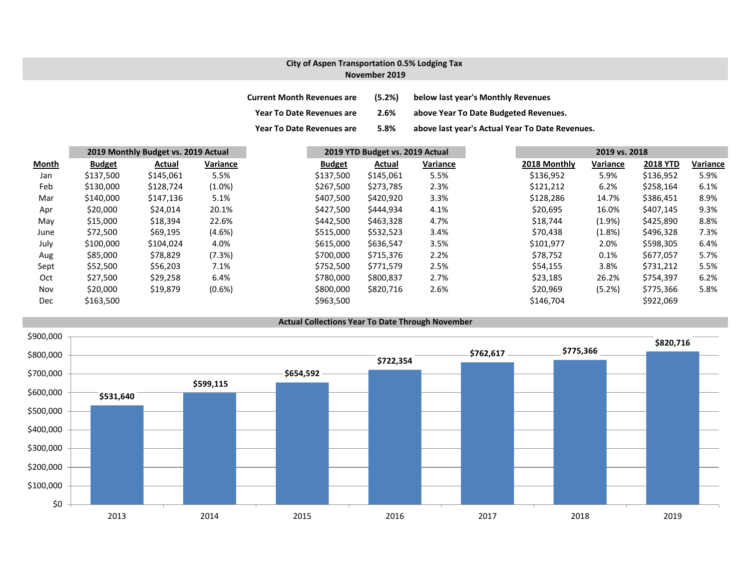## City of Aspen Transportation 0.5% Lodging Tax
## November 2019

| | | |
|---|---|---|
| **Current Month Revenues are** | **(5.2%)** | **below last year's Monthly Revenues** |
| **Year To Date Revenues are** | **2.6%** | **above Year To Date Budgeted Revenues.** |
| **Year To Date Revenues are** | **5.8%** | **above last year's Actual Year To Date Revenues.** |

| | 2019 Monthly Budget vs. 2019 Actual | | | 2019 YTD Budget vs. 2019 Actual | | | 2019 vs. 2018 | | | |
|---|---|---|---|---|---|---|---|---|---|---|
| **Month** | **Budget** | **Actual** | **Variance** | **Budget** | **Actual** | **Variance** | **2018 Monthly** | **Variance** | **2018 YTD** | **Variance** |
| Jan | $137,500 | $145,061 | 5.5% | $137,500 | $145,061 | 5.5% | $136,952 | 5.9% | $136,952 | 5.9% |
| Feb | $130,000 | $128,724 | (1.0%) | $267,500 | $273,785 | 2.3% | $121,212 | 6.2% | $258,164 | 6.1% |
| Mar | $140,000 | $147,136 | 5.1% | $407,500 | $420,920 | 3.3% | $128,286 | 14.7% | $386,451 | 8.9% |
| Apr | $20,000 | $24,014 | 20.1% | $427,500 | $444,934 | 4.1% | $20,695 | 16.0% | $407,145 | 9.3% |
| May | $15,000 | $18,394 | 22.6% | $442,500 | $463,328 | 4.7% | $18,744 | (1.9%) | $425,890 | 8.8% |
| June | $72,500 | $69,195 | (4.6%) | $515,000 | $532,523 | 3.4% | $70,438 | (1.8%) | $496,328 | 7.3% |
| July | $100,000 | $104,024 | 4.0% | $615,000 | $636,547 | 3.5% | $101,977 | 2.0% | $598,305 | 6.4% |
| Aug | $85,000 | $78,829 | (7.3%) | $700,000 | $715,376 | 2.2% | $78,752 | 0.1% | $677,057 | 5.7% |
| Sept | $52,500 | $56,203 | 7.1% | $752,500 | $771,579 | 2.5% | $54,155 | 3.8% | $731,212 | 5.5% |
| Oct | $27,500 | $29,258 | 6.4% | $780,000 | $800,837 | 2.7% | $23,185 | 26.2% | $754,397 | 6.2% |
| Nov | $20,000 | $19,879 | (0.6%) | $800,000 | $820,716 | 2.6% | $20,969 | (5.2%) | $775,366 | 5.8% |
| Dec | $163,500 | | | $963,500 | | | $146,704 | | $922,069 | |

### Actual Collections Year To Date Through November

| Year | Collections |
|---|---|
| 2013 | $531,640 |
| 2014 | $599,115 |
| 2015 | $654,592 |
| 2016 | $722,354 |
| 2017 | $762,617 |
| 2018 | $775,366 |
| 2019 | $820,716 |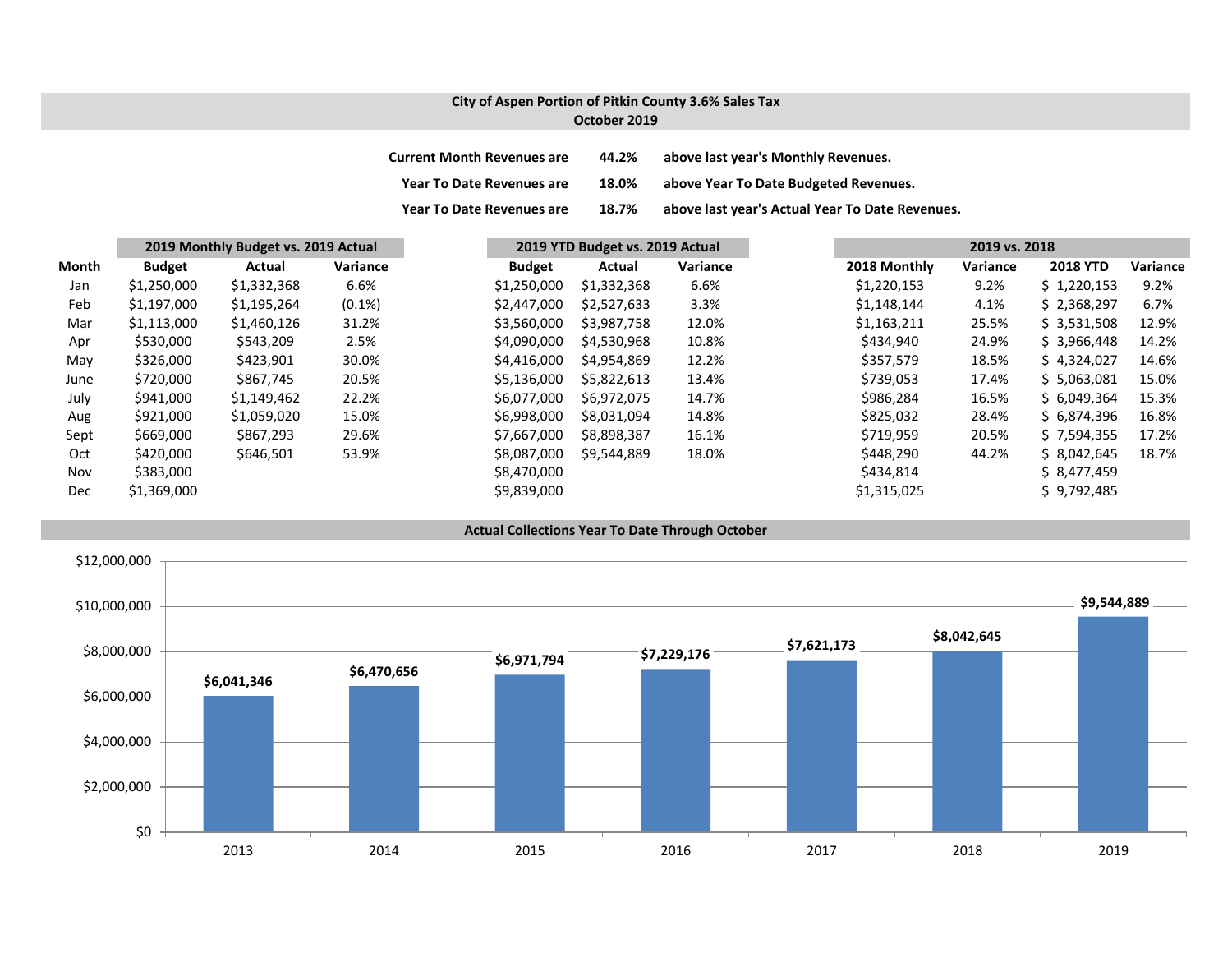## City of Aspen Portion of Pitkin County 3.6% Sales Tax
### October 2019

**Current Month Revenues are** **44.2%** **above last year's Monthly Revenues.**

**Year To Date Revenues are** **18.0%** **above Year To Date Budgeted Revenues.**

**Year To Date Revenues are** **18.7%** **above last year's Actual Year To Date Revenues.**

| | 2019 Monthly Budget vs. 2019 Actual | | | 2019 YTD Budget vs. 2019 Actual | | | 2019 vs. 2018 | | | |
|---|---|---|---|---|---|---|---|---|---|---|
| **Month** | **Budget** | **Actual** | **Variance** | **Budget** | **Actual** | **Variance** | **2018 Monthly** | **Variance** | **2018 YTD** | **Variance** |
| Jan | $1,250,000 | $1,332,368 | 6.6% | $1,250,000 | $1,332,368 | 6.6% | $1,220,153 | 9.2% | $ 1,220,153 | 9.2% |
| Feb | $1,197,000 | $1,195,264 | (0.1%) | $2,447,000 | $2,527,633 | 3.3% | $1,148,144 | 4.1% | $ 2,368,297 | 6.7% |
| Mar | $1,113,000 | $1,460,126 | 31.2% | $3,560,000 | $3,987,758 | 12.0% | $1,163,211 | 25.5% | $ 3,531,508 | 12.9% |
| Apr | $530,000 | $543,209 | 2.5% | $4,090,000 | $4,530,968 | 10.8% | $434,940 | 24.9% | $ 3,966,448 | 14.2% |
| May | $326,000 | $423,901 | 30.0% | $4,416,000 | $4,954,869 | 12.2% | $357,579 | 18.5% | $ 4,324,027 | 14.6% |
| June | $720,000 | $867,745 | 20.5% | $5,136,000 | $5,822,613 | 13.4% | $739,053 | 17.4% | $ 5,063,081 | 15.0% |
| July | $941,000 | $1,149,462 | 22.2% | $6,077,000 | $6,972,075 | 14.7% | $986,284 | 16.5% | $ 6,049,364 | 15.3% |
| Aug | $921,000 | $1,059,020 | 15.0% | $6,998,000 | $8,031,094 | 14.8% | $825,032 | 28.4% | $ 6,874,396 | 16.8% |
| Sept | $669,000 | $867,293 | 29.6% | $7,667,000 | $8,898,387 | 16.1% | $719,959 | 20.5% | $ 7,594,355 | 17.2% |
| Oct | $420,000 | $646,501 | 53.9% | $8,087,000 | $9,544,889 | 18.0% | $448,290 | 44.2% | $ 8,042,645 | 18.7% |
| Nov | $383,000 | | | $8,470,000 | | | $434,814 | | $ 8,477,459 | |
| Dec | $1,369,000 | | | $9,839,000 | | | $1,315,025 | | $ 9,792,485 | |

### Actual Collections Year To Date Through October

| Year | Collections |
|---|---|
| 2013 | $6,041,346 |
| 2014 | $6,470,656 |
| 2015 | $6,971,794 |
| 2016 | $7,229,176 |
| 2017 | $7,621,173 |
| 2018 | $8,042,645 |
| 2019 | $9,544,889 |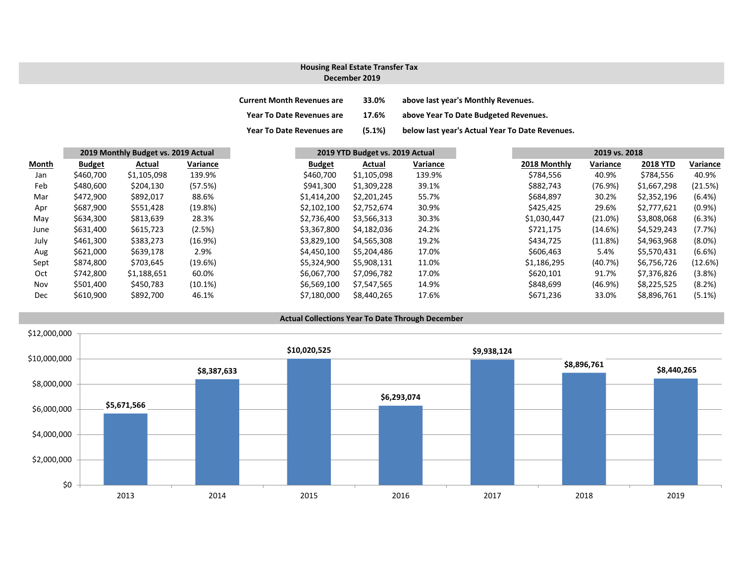## Housing Real Estate Transfer Tax
## December 2019

| | | |
|---|---|---|
| **Current Month Revenues are** | **33.0%** | **above last year's Monthly Revenues.** |
| **Year To Date Revenues are** | **17.6%** | **above Year To Date Budgeted Revenues.** |
| **Year To Date Revenues are** | **(5.1%)** | **below last year's Actual Year To Date Revenues.** |

| | 2019 Monthly Budget vs. 2019 Actual | | | 2019 YTD Budget vs. 2019 Actual | | | 2019 vs. 2018 | | | |
|---|---|---|---|---|---|---|---|---|---|---|
| **Month** | **Budget** | **Actual** | **Variance** | **Budget** | **Actual** | **Variance** | **2018 Monthly** | **Variance** | **2018 YTD** | **Variance** |
| Jan | $460,700 | $1,105,098 | 139.9% | $460,700 | $1,105,098 | 139.9% | $784,556 | 40.9% | $784,556 | 40.9% |
| Feb | $480,600 | $204,130 | (57.5%) | $941,300 | $1,309,228 | 39.1% | $882,743 | (76.9%) | $1,667,298 | (21.5%) |
| Mar | $472,900 | $892,017 | 88.6% | $1,414,200 | $2,201,245 | 55.7% | $684,897 | 30.2% | $2,352,196 | (6.4%) |
| Apr | $687,900 | $551,428 | (19.8%) | $2,102,100 | $2,752,674 | 30.9% | $425,425 | 29.6% | $2,777,621 | (0.9%) |
| May | $634,300 | $813,639 | 28.3% | $2,736,400 | $3,566,313 | 30.3% | $1,030,447 | (21.0%) | $3,808,068 | (6.3%) |
| June | $631,400 | $615,723 | (2.5%) | $3,367,800 | $4,182,036 | 24.2% | $721,175 | (14.6%) | $4,529,243 | (7.7%) |
| July | $461,300 | $383,273 | (16.9%) | $3,829,100 | $4,565,308 | 19.2% | $434,725 | (11.8%) | $4,963,968 | (8.0%) |
| Aug | $621,000 | $639,178 | 2.9% | $4,450,100 | $5,204,486 | 17.0% | $606,463 | 5.4% | $5,570,431 | (6.6%) |
| Sept | $874,800 | $703,645 | (19.6%) | $5,324,900 | $5,908,131 | 11.0% | $1,186,295 | (40.7%) | $6,756,726 | (12.6%) |
| Oct | $742,800 | $1,188,651 | 60.0% | $6,067,700 | $7,096,782 | 17.0% | $620,101 | 91.7% | $7,376,826 | (3.8%) |
| Nov | $501,400 | $450,783 | (10.1%) | $6,569,100 | $7,547,565 | 14.9% | $848,699 | (46.9%) | $8,225,525 | (8.2%) |
| Dec | $610,900 | $892,700 | 46.1% | $7,180,000 | $8,440,265 | 17.6% | $671,236 | 33.0% | $8,896,761 | (5.1%) |

### Actual Collections Year To Date Through December

| Year | Amount |
|---|---|
| 2013 | $5,671,566 |
| 2014 | $8,387,633 |
| 2015 | $10,020,525 |
| 2016 | $6,293,074 |
| 2017 | $9,938,124 |
| 2018 | $8,896,761 |
| 2019 | $8,440,265 |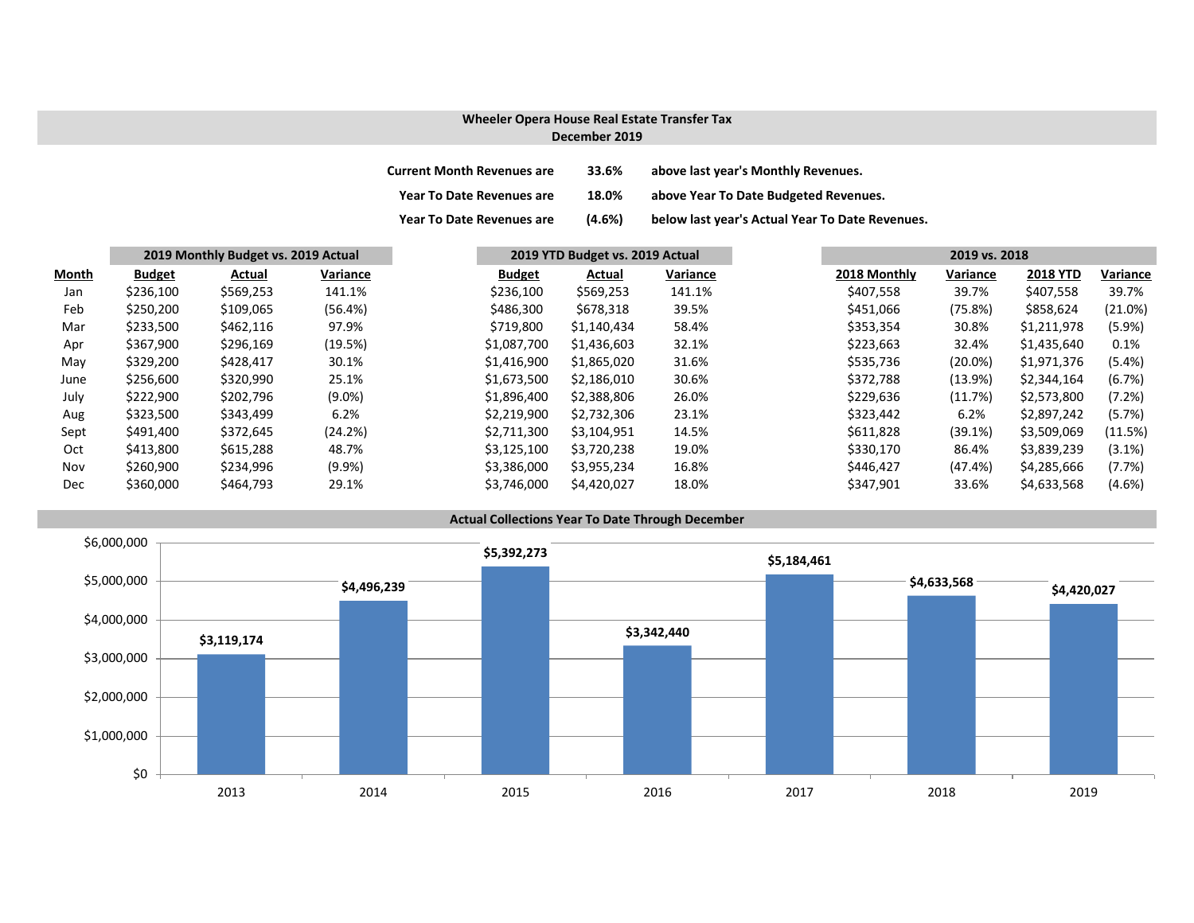**Wheeler Opera House Real Estate Transfer Tax**
**December 2019**

**Current Month Revenues are 33.6% above last year's Monthly Revenues.**

**Year To Date Revenues are 18.0% above Year To Date Budgeted Revenues.**

**Year To Date Revenues are (4.6%) below last year's Actual Year To Date Revenues.**

| | 2019 Monthly Budget vs. 2019 Actual | | | 2019 YTD Budget vs. 2019 Actual | | | 2019 vs. 2018 | | | |
|---|---|---|---|---|---|---|---|---|---|---|
| **Month** | **Budget** | **Actual** | **Variance** | **Budget** | **Actual** | **Variance** | **2018 Monthly** | **Variance** | **2018 YTD** | **Variance** |
| Jan | $236,100 | $569,253 | 141.1% | $236,100 | $569,253 | 141.1% | $407,558 | 39.7% | $407,558 | 39.7% |
| Feb | $250,200 | $109,065 | (56.4%) | $486,300 | $678,318 | 39.5% | $451,066 | (75.8%) | $858,624 | (21.0%) |
| Mar | $233,500 | $462,116 | 97.9% | $719,800 | $1,140,434 | 58.4% | $353,354 | 30.8% | $1,211,978 | (5.9%) |
| Apr | $367,900 | $296,169 | (19.5%) | $1,087,700 | $1,436,603 | 32.1% | $223,663 | 32.4% | $1,435,640 | 0.1% |
| May | $329,200 | $428,417 | 30.1% | $1,416,900 | $1,865,020 | 31.6% | $535,736 | (20.0%) | $1,971,376 | (5.4%) |
| June | $256,600 | $320,990 | 25.1% | $1,673,500 | $2,186,010 | 30.6% | $372,788 | (13.9%) | $2,344,164 | (6.7%) |
| July | $222,900 | $202,796 | (9.0%) | $1,896,400 | $2,388,806 | 26.0% | $229,636 | (11.7%) | $2,573,800 | (7.2%) |
| Aug | $323,500 | $343,499 | 6.2% | $2,219,900 | $2,732,306 | 23.1% | $323,442 | 6.2% | $2,897,242 | (5.7%) |
| Sept | $491,400 | $372,645 | (24.2%) | $2,711,300 | $3,104,951 | 14.5% | $611,828 | (39.1%) | $3,509,069 | (11.5%) |
| Oct | $413,800 | $615,288 | 48.7% | $3,125,100 | $3,720,238 | 19.0% | $330,170 | 86.4% | $3,839,239 | (3.1%) |
| Nov | $260,900 | $234,996 | (9.9%) | $3,386,000 | $3,955,234 | 16.8% | $446,427 | (47.4%) | $4,285,666 | (7.7%) |
| Dec | $360,000 | $464,793 | 29.1% | $3,746,000 | $4,420,027 | 18.0% | $347,901 | 33.6% | $4,633,568 | (4.6%) |

**Actual Collections Year To Date Through December**

$6,000,000
$5,000,000
$4,000,000
$3,000,000
$2,000,000
$1,000,000
$0

2013 $3,119,174
2014 $4,496,239
2015 $5,392,273
2016 $3,342,440
2017 $5,184,461
2018 $4,633,568
2019 $4,420,027